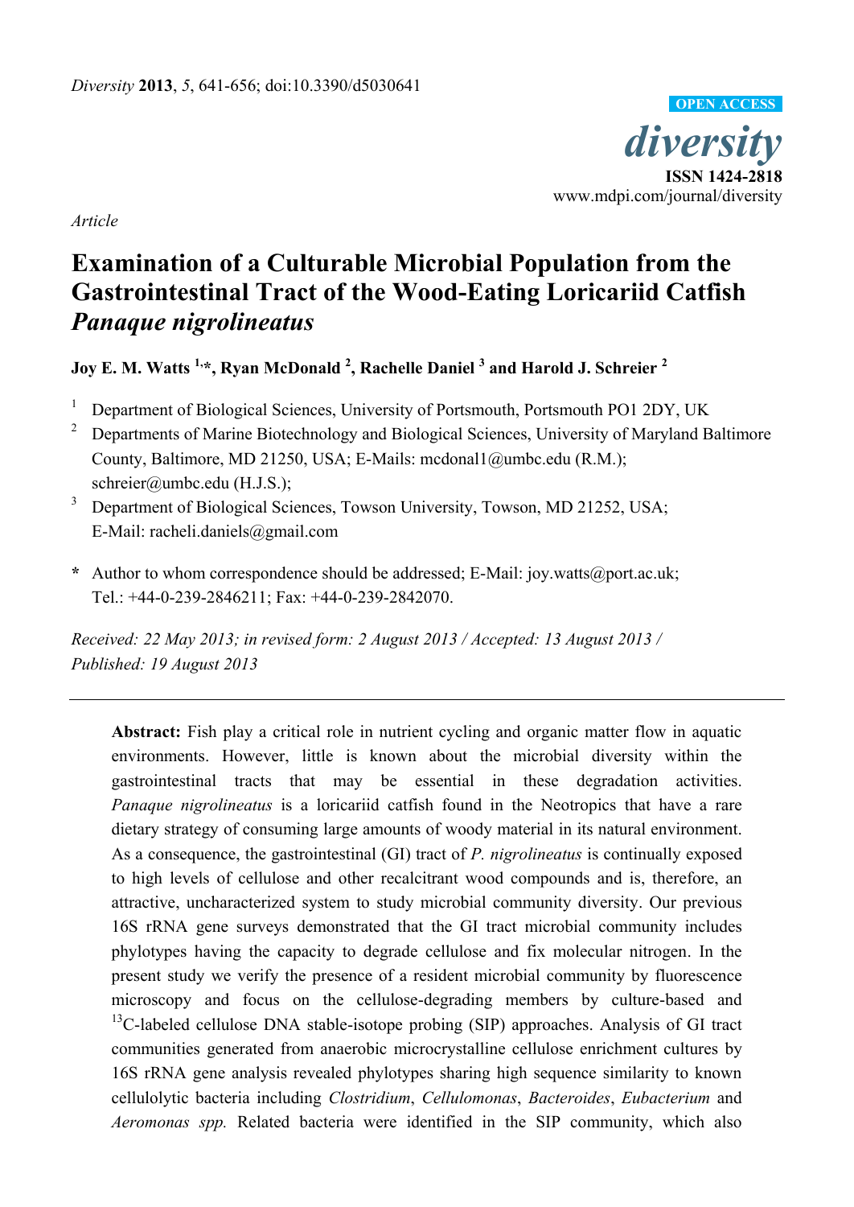*Diversity* **2013**, *5*, 641-656; doi:10.3390/d5030641

**OPEN ACCESS**

*diversity*

**ISSN 1424-2818**

www.mdpi.com/journal/diversity

*Article*

# Examination of a Culturable Microbial Population from the Gastrointestinal Tract of the Wood-Eating Loricariid Catfish *Panaque nigrolineatus*

**Joy E. M. Watts [1,*], Ryan McDonald [2], Rachelle Daniel [3] and Harold J. Schreier [2]**

[1] Department of Biological Sciences, University of Portsmouth, Portsmouth PO1 2DY, UK

[2] Departments of Marine Biotechnology and Biological Sciences, University of Maryland Baltimore County, Baltimore, MD 21250, USA; E-Mails: mcdonal1@umbc.edu (R.M.); schreier@umbc.edu (H.J.S.);

[3] Department of Biological Sciences, Towson University, Towson, MD 21252, USA; E-Mail: racheli.daniels@gmail.com

**\*** Author to whom correspondence should be addressed; E-Mail: joy.watts@port.ac.uk; Tel.: +44-0-239-2846211; Fax: +44-0-239-2842070.

*Received: 22 May 2013; in revised form: 2 August 2013 / Accepted: 13 August 2013 / Published: 19 August 2013*

---

**Abstract:** Fish play a critical role in nutrient cycling and organic matter flow in aquatic environments. However, little is known about the microbial diversity within the gastrointestinal tracts that may be essential in these degradation activities. *Panaque nigrolineatus* is a loricariid catfish found in the Neotropics that have a rare dietary strategy of consuming large amounts of woody material in its natural environment. As a consequence, the gastrointestinal (GI) tract of *P. nigrolineatus* is continually exposed to high levels of cellulose and other recalcitrant wood compounds and is, therefore, an attractive, uncharacterized system to study microbial community diversity. Our previous 16S rRNA gene surveys demonstrated that the GI tract microbial community includes phylotypes having the capacity to degrade cellulose and fix molecular nitrogen. In the present study we verify the presence of a resident microbial community by fluorescence microscopy and focus on the cellulose-degrading members by culture-based and $^{13}$C-labeled cellulose DNA stable-isotope probing (SIP) approaches. Analysis of GI tract communities generated from anaerobic microcrystalline cellulose enrichment cultures by 16S rRNA gene analysis revealed phylotypes sharing high sequence similarity to known cellulolytic bacteria including *Clostridium*, *Cellulomonas*, *Bacteroides*, *Eubacterium* and *Aeromonas spp.* Related bacteria were identified in the SIP community, which also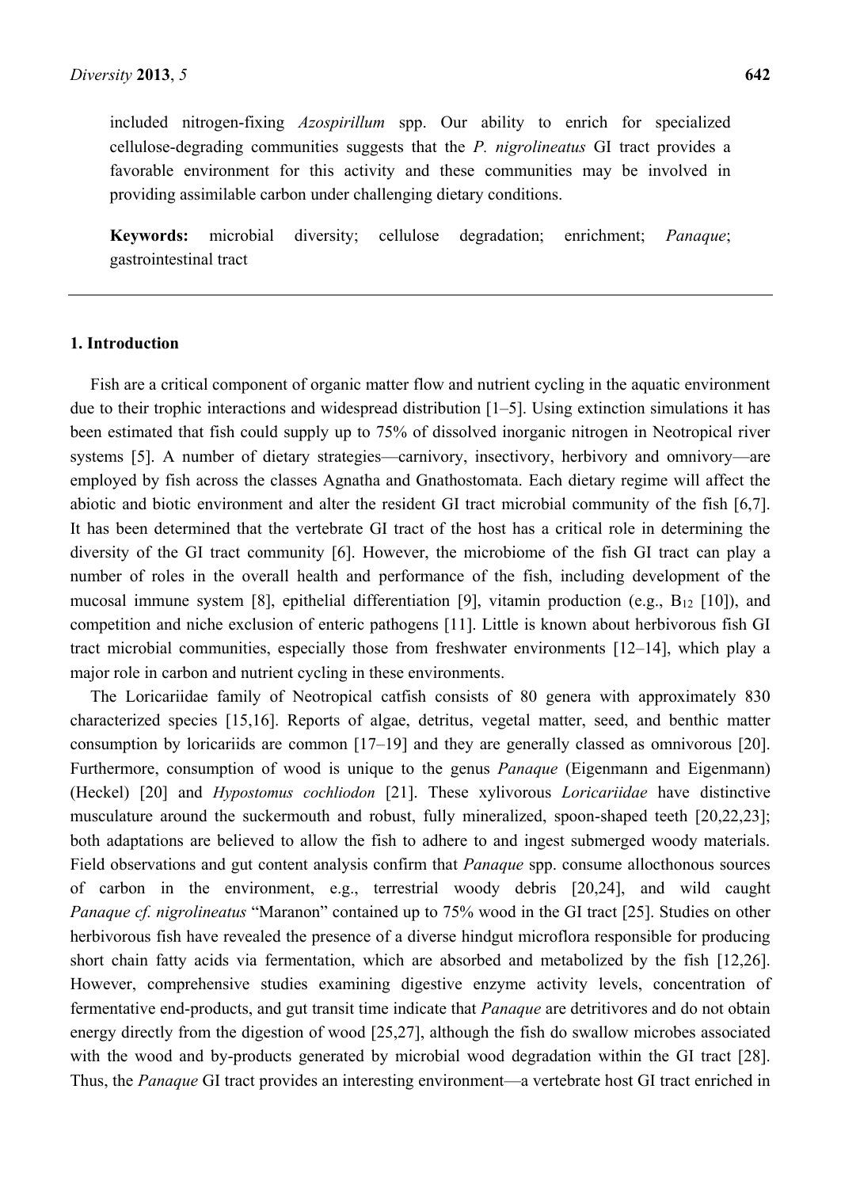included nitrogen-fixing *Azospirillum* spp. Our ability to enrich for specialized cellulose-degrading communities suggests that the *P. nigrolineatus* GI tract provides a favorable environment for this activity and these communities may be involved in providing assimilable carbon under challenging dietary conditions.

**Keywords:** microbial diversity; cellulose degradation; enrichment; *Panaque*; gastrointestinal tract

---

## 1. Introduction

Fish are a critical component of organic matter flow and nutrient cycling in the aquatic environment due to their trophic interactions and widespread distribution [1–5]. Using extinction simulations it has been estimated that fish could supply up to 75% of dissolved inorganic nitrogen in Neotropical river systems [5]. A number of dietary strategies—carnivory, insectivory, herbivory and omnivory—are employed by fish across the classes Agnatha and Gnathostomata. Each dietary regime will affect the abiotic and biotic environment and alter the resident GI tract microbial community of the fish [6,7]. It has been determined that the vertebrate GI tract of the host has a critical role in determining the diversity of the GI tract community [6]. However, the microbiome of the fish GI tract can play a number of roles in the overall health and performance of the fish, including development of the mucosal immune system [8], epithelial differentiation [9], vitamin production (e.g., $B_{12}$ [10]), and competition and niche exclusion of enteric pathogens [11]. Little is known about herbivorous fish GI tract microbial communities, especially those from freshwater environments [12–14], which play a major role in carbon and nutrient cycling in these environments.

The Loricariidae family of Neotropical catfish consists of 80 genera with approximately 830 characterized species [15,16]. Reports of algae, detritus, vegetal matter, seed, and benthic matter consumption by loricariids are common [17–19] and they are generally classed as omnivorous [20]. Furthermore, consumption of wood is unique to the genus *Panaque* (Eigenmann and Eigenmann) (Heckel) [20] and *Hypostomus cochliodon* [21]. These xylivorous *Loricariidae* have distinctive musculature around the suckermouth and robust, fully mineralized, spoon-shaped teeth [20,22,23]; both adaptations are believed to allow the fish to adhere to and ingest submerged woody materials. Field observations and gut content analysis confirm that *Panaque* spp. consume allocthonous sources of carbon in the environment, e.g., terrestrial woody debris [20,24], and wild caught *Panaque cf. nigrolineatus* "Maranon" contained up to 75% wood in the GI tract [25]. Studies on other herbivorous fish have revealed the presence of a diverse hindgut microflora responsible for producing short chain fatty acids via fermentation, which are absorbed and metabolized by the fish [12,26]. However, comprehensive studies examining digestive enzyme activity levels, concentration of fermentative end-products, and gut transit time indicate that *Panaque* are detritivores and do not obtain energy directly from the digestion of wood [25,27], although the fish do swallow microbes associated with the wood and by-products generated by microbial wood degradation within the GI tract [28]. Thus, the *Panaque* GI tract provides an interesting environment—a vertebrate host GI tract enriched in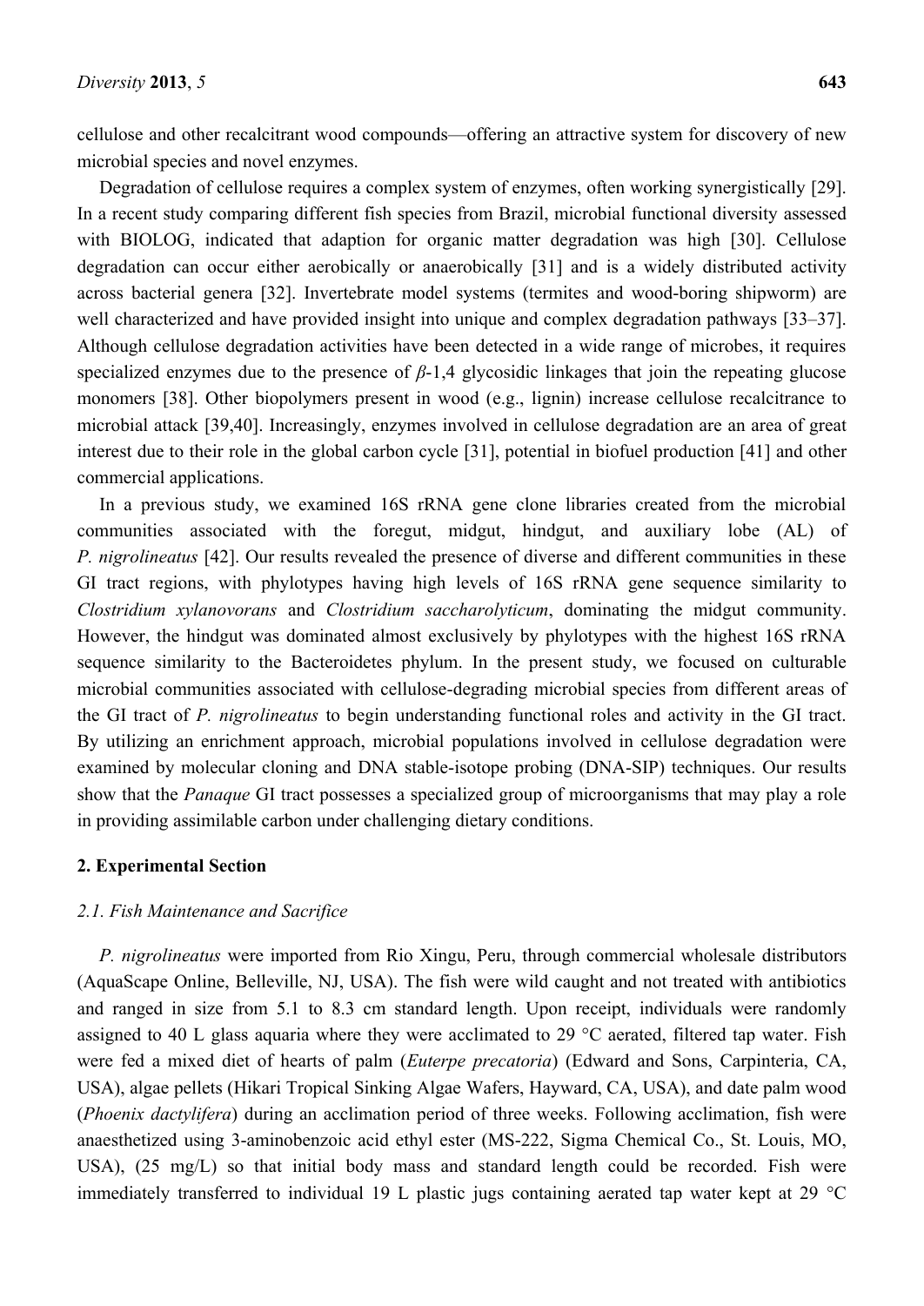cellulose and other recalcitrant wood compounds—offering an attractive system for discovery of new microbial species and novel enzymes.

Degradation of cellulose requires a complex system of enzymes, often working synergistically [29]. In a recent study comparing different fish species from Brazil, microbial functional diversity assessed with BIOLOG, indicated that adaption for organic matter degradation was high [30]. Cellulose degradation can occur either aerobically or anaerobically [31] and is a widely distributed activity across bacterial genera [32]. Invertebrate model systems (termites and wood-boring shipworm) are well characterized and have provided insight into unique and complex degradation pathways [33–37]. Although cellulose degradation activities have been detected in a wide range of microbes, it requires specialized enzymes due to the presence of *β*-1,4 glycosidic linkages that join the repeating glucose monomers [38]. Other biopolymers present in wood (e.g., lignin) increase cellulose recalcitrance to microbial attack [39,40]. Increasingly, enzymes involved in cellulose degradation are an area of great interest due to their role in the global carbon cycle [31], potential in biofuel production [41] and other commercial applications.

In a previous study, we examined 16S rRNA gene clone libraries created from the microbial communities associated with the foregut, midgut, hindgut, and auxiliary lobe (AL) of *P. nigrolineatus* [42]. Our results revealed the presence of diverse and different communities in these GI tract regions, with phylotypes having high levels of 16S rRNA gene sequence similarity to *Clostridium xylanovorans* and *Clostridium saccharolyticum*, dominating the midgut community. However, the hindgut was dominated almost exclusively by phylotypes with the highest 16S rRNA sequence similarity to the Bacteroidetes phylum. In the present study, we focused on culturable microbial communities associated with cellulose-degrading microbial species from different areas of the GI tract of *P. nigrolineatus* to begin understanding functional roles and activity in the GI tract. By utilizing an enrichment approach, microbial populations involved in cellulose degradation were examined by molecular cloning and DNA stable-isotope probing (DNA-SIP) techniques. Our results show that the *Panaque* GI tract possesses a specialized group of microorganisms that may play a role in providing assimilable carbon under challenging dietary conditions.

## 2. Experimental Section

### *2.1. Fish Maintenance and Sacrifice*

*P. nigrolineatus* were imported from Rio Xingu, Peru, through commercial wholesale distributors (AquaScape Online, Belleville, NJ, USA). The fish were wild caught and not treated with antibiotics and ranged in size from 5.1 to 8.3 cm standard length. Upon receipt, individuals were randomly assigned to 40 L glass aquaria where they were acclimated to 29 °C aerated, filtered tap water. Fish were fed a mixed diet of hearts of palm (*Euterpe precatoria*) (Edward and Sons, Carpinteria, CA, USA), algae pellets (Hikari Tropical Sinking Algae Wafers, Hayward, CA, USA), and date palm wood (*Phoenix dactylifera*) during an acclimation period of three weeks. Following acclimation, fish were anaesthetized using 3-aminobenzoic acid ethyl ester (MS-222, Sigma Chemical Co., St. Louis, MO, USA), (25 mg/L) so that initial body mass and standard length could be recorded. Fish were immediately transferred to individual 19 L plastic jugs containing aerated tap water kept at 29 °C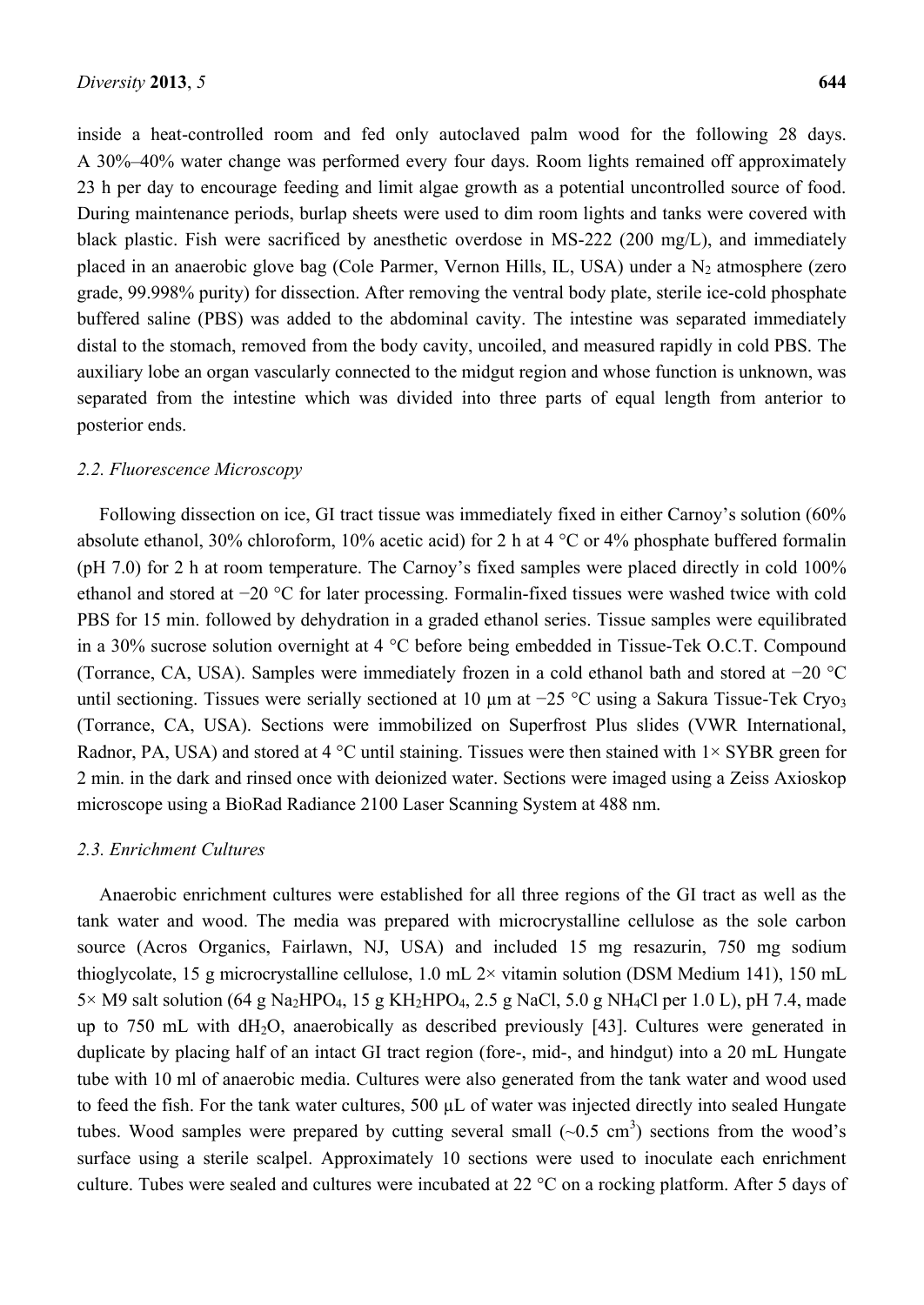inside a heat-controlled room and fed only autoclaved palm wood for the following 28 days. A 30%–40% water change was performed every four days. Room lights remained off approximately 23 h per day to encourage feeding and limit algae growth as a potential uncontrolled source of food. During maintenance periods, burlap sheets were used to dim room lights and tanks were covered with black plastic. Fish were sacrificed by anesthetic overdose in MS-222 (200 mg/L), and immediately placed in an anaerobic glove bag (Cole Parmer, Vernon Hills, IL, USA) under a $N_2$ atmosphere (zero grade, 99.998% purity) for dissection. After removing the ventral body plate, sterile ice-cold phosphate buffered saline (PBS) was added to the abdominal cavity. The intestine was separated immediately distal to the stomach, removed from the body cavity, uncoiled, and measured rapidly in cold PBS. The auxiliary lobe an organ vascularly connected to the midgut region and whose function is unknown, was separated from the intestine which was divided into three parts of equal length from anterior to posterior ends.

### *2.2. Fluorescence Microscopy*

Following dissection on ice, GI tract tissue was immediately fixed in either Carnoy's solution (60% absolute ethanol, 30% chloroform, 10% acetic acid) for 2 h at 4 °C or 4% phosphate buffered formalin (pH 7.0) for 2 h at room temperature. The Carnoy's fixed samples were placed directly in cold 100% ethanol and stored at −20 °C for later processing. Formalin-fixed tissues were washed twice with cold PBS for 15 min. followed by dehydration in a graded ethanol series. Tissue samples were equilibrated in a 30% sucrose solution overnight at 4 °C before being embedded in Tissue-Tek O.C.T. Compound (Torrance, CA, USA). Samples were immediately frozen in a cold ethanol bath and stored at −20 °C until sectioning. Tissues were serially sectioned at 10 µm at −25 °C using a Sakura Tissue-Tek $Cryo_3$ (Torrance, CA, USA). Sections were immobilized on Superfrost Plus slides (VWR International, Radnor, PA, USA) and stored at 4 °C until staining. Tissues were then stained with 1× SYBR green for 2 min. in the dark and rinsed once with deionized water. Sections were imaged using a Zeiss Axioskop microscope using a BioRad Radiance 2100 Laser Scanning System at 488 nm.

### *2.3. Enrichment Cultures*

Anaerobic enrichment cultures were established for all three regions of the GI tract as well as the tank water and wood. The media was prepared with microcrystalline cellulose as the sole carbon source (Acros Organics, Fairlawn, NJ, USA) and included 15 mg resazurin, 750 mg sodium thioglycolate, 15 g microcrystalline cellulose, 1.0 mL 2× vitamin solution (DSM Medium 141), 150 mL 5× M9 salt solution (64 g $Na_2HPO_4$, 15 g $KH_2HPO_4$, 2.5 g NaCl, 5.0 g $NH_4Cl$ per 1.0 L), pH 7.4, made up to 750 mL with $dH_2O$, anaerobically as described previously [43]. Cultures were generated in duplicate by placing half of an intact GI tract region (fore-, mid-, and hindgut) into a 20 mL Hungate tube with 10 ml of anaerobic media. Cultures were also generated from the tank water and wood used to feed the fish. For the tank water cultures, 500 µL of water was injected directly into sealed Hungate tubes. Wood samples were prepared by cutting several small (~0.5 $cm^3$) sections from the wood's surface using a sterile scalpel. Approximately 10 sections were used to inoculate each enrichment culture. Tubes were sealed and cultures were incubated at 22 °C on a rocking platform. After 5 days of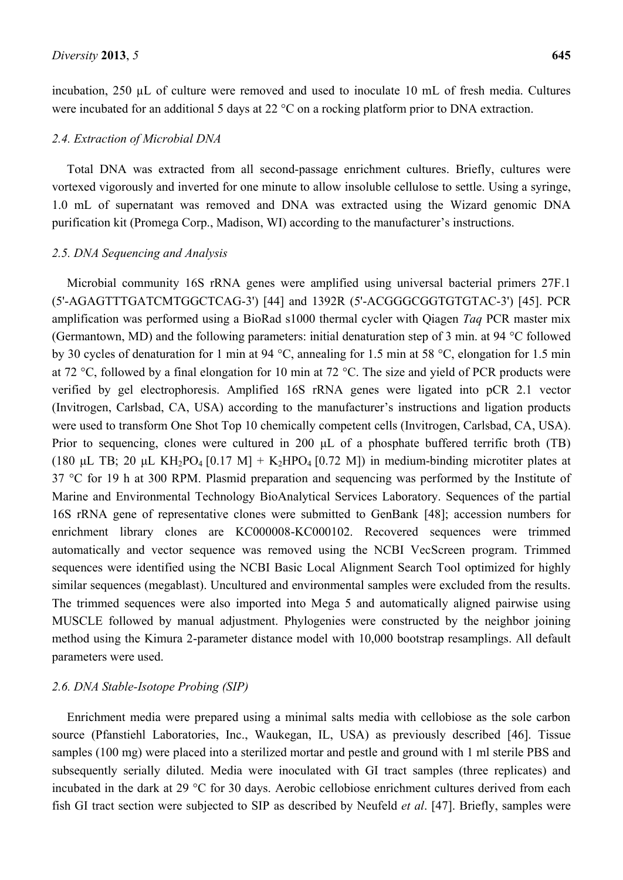incubation, 250 μL of culture were removed and used to inoculate 10 mL of fresh media. Cultures were incubated for an additional 5 days at 22 °C on a rocking platform prior to DNA extraction.

### *2.4. Extraction of Microbial DNA*

Total DNA was extracted from all second-passage enrichment cultures. Briefly, cultures were vortexed vigorously and inverted for one minute to allow insoluble cellulose to settle. Using a syringe, 1.0 mL of supernatant was removed and DNA was extracted using the Wizard genomic DNA purification kit (Promega Corp., Madison, WI) according to the manufacturer's instructions.

### *2.5. DNA Sequencing and Analysis*

Microbial community 16S rRNA genes were amplified using universal bacterial primers 27F.1 (5'-AGAGTTTGATCMTGGCTCAG-3') [44] and 1392R (5'-ACGGGCGGTGTGTAC-3') [45]. PCR amplification was performed using a BioRad s1000 thermal cycler with Qiagen *Taq* PCR master mix (Germantown, MD) and the following parameters: initial denaturation step of 3 min. at 94 °C followed by 30 cycles of denaturation for 1 min at 94 °C, annealing for 1.5 min at 58 °C, elongation for 1.5 min at 72 °C, followed by a final elongation for 10 min at 72 °C. The size and yield of PCR products were verified by gel electrophoresis. Amplified 16S rRNA genes were ligated into pCR 2.1 vector (Invitrogen, Carlsbad, CA, USA) according to the manufacturer's instructions and ligation products were used to transform One Shot Top 10 chemically competent cells (Invitrogen, Carlsbad, CA, USA). Prior to sequencing, clones were cultured in 200 μL of a phosphate buffered terrific broth (TB) (180 μL TB; 20 μL $KH_2PO_4$ [0.17 M] + $K_2HPO_4$ [0.72 M]) in medium-binding microtiter plates at 37 °C for 19 h at 300 RPM. Plasmid preparation and sequencing was performed by the Institute of Marine and Environmental Technology BioAnalytical Services Laboratory. Sequences of the partial 16S rRNA gene of representative clones were submitted to GenBank [48]; accession numbers for enrichment library clones are KC000008-KC000102. Recovered sequences were trimmed automatically and vector sequence was removed using the NCBI VecScreen program. Trimmed sequences were identified using the NCBI Basic Local Alignment Search Tool optimized for highly similar sequences (megablast). Uncultured and environmental samples were excluded from the results. The trimmed sequences were also imported into Mega 5 and automatically aligned pairwise using MUSCLE followed by manual adjustment. Phylogenies were constructed by the neighbor joining method using the Kimura 2-parameter distance model with 10,000 bootstrap resamplings. All default parameters were used.

### *2.6. DNA Stable-Isotope Probing (SIP)*

Enrichment media were prepared using a minimal salts media with cellobiose as the sole carbon source (Pfanstiehl Laboratories, Inc., Waukegan, IL, USA) as previously described [46]. Tissue samples (100 mg) were placed into a sterilized mortar and pestle and ground with 1 ml sterile PBS and subsequently serially diluted. Media were inoculated with GI tract samples (three replicates) and incubated in the dark at 29 °C for 30 days. Aerobic cellobiose enrichment cultures derived from each fish GI tract section were subjected to SIP as described by Neufeld *et al*. [47]. Briefly, samples were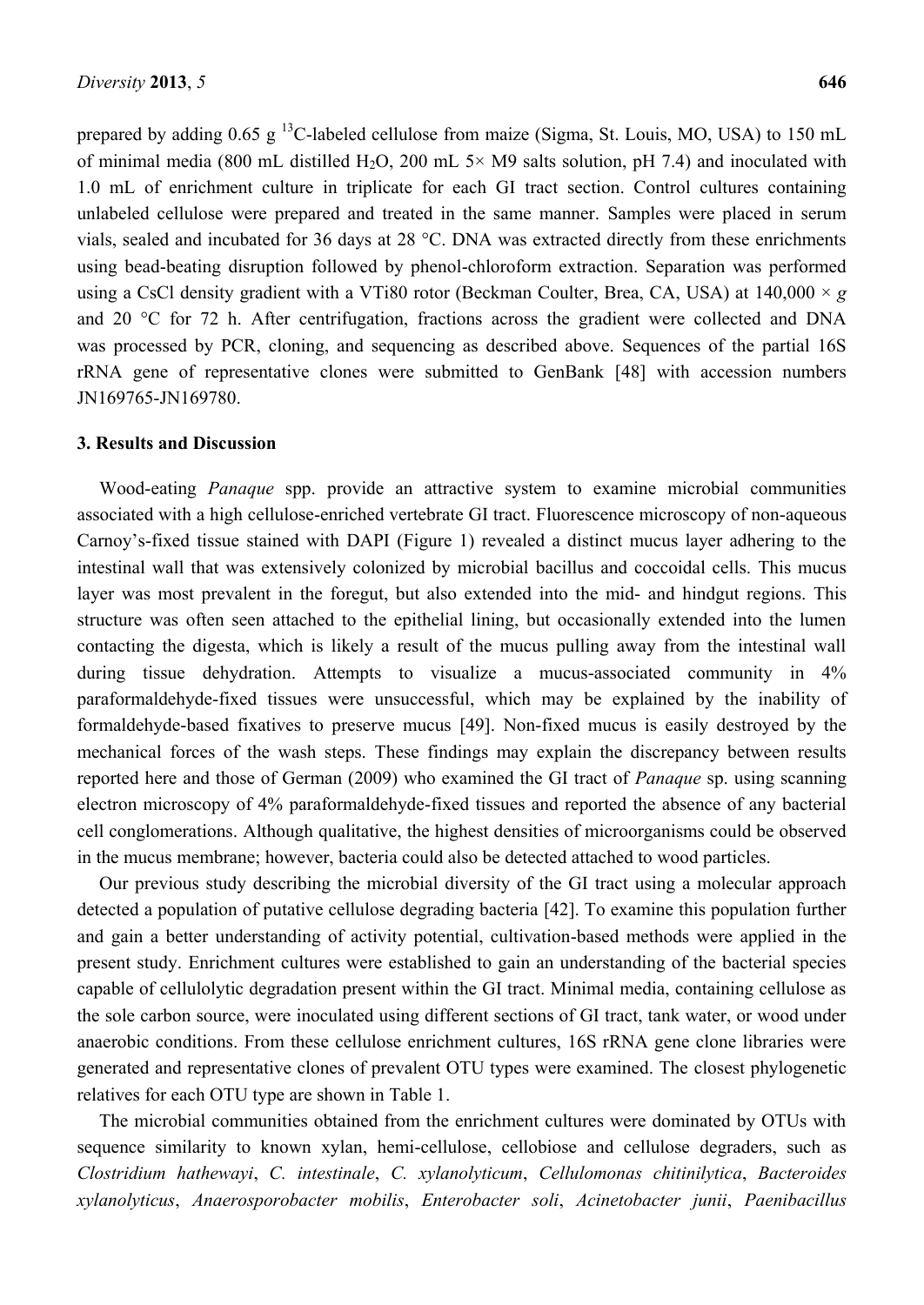prepared by adding 0.65 g $^{13}$C-labeled cellulose from maize (Sigma, St. Louis, MO, USA) to 150 mL of minimal media (800 mL distilled $H_2O$, 200 mL 5× M9 salts solution, pH 7.4) and inoculated with 1.0 mL of enrichment culture in triplicate for each GI tract section. Control cultures containing unlabeled cellulose were prepared and treated in the same manner. Samples were placed in serum vials, sealed and incubated for 36 days at 28 °C. DNA was extracted directly from these enrichments using bead-beating disruption followed by phenol-chloroform extraction. Separation was performed using a CsCl density gradient with a VTi80 rotor (Beckman Coulter, Brea, CA, USA) at 140,000 × *g* and 20 °C for 72 h. After centrifugation, fractions across the gradient were collected and DNA was processed by PCR, cloning, and sequencing as described above. Sequences of the partial 16S rRNA gene of representative clones were submitted to GenBank [48] with accession numbers JN169765-JN169780.

## 3. Results and Discussion

Wood-eating *Panaque* spp. provide an attractive system to examine microbial communities associated with a high cellulose-enriched vertebrate GI tract. Fluorescence microscopy of non-aqueous Carnoy's-fixed tissue stained with DAPI (Figure 1) revealed a distinct mucus layer adhering to the intestinal wall that was extensively colonized by microbial bacillus and coccoidal cells. This mucus layer was most prevalent in the foregut, but also extended into the mid- and hindgut regions. This structure was often seen attached to the epithelial lining, but occasionally extended into the lumen contacting the digesta, which is likely a result of the mucus pulling away from the intestinal wall during tissue dehydration. Attempts to visualize a mucus-associated community in 4% paraformaldehyde-fixed tissues were unsuccessful, which may be explained by the inability of formaldehyde-based fixatives to preserve mucus [49]. Non-fixed mucus is easily destroyed by the mechanical forces of the wash steps. These findings may explain the discrepancy between results reported here and those of German (2009) who examined the GI tract of *Panaque* sp. using scanning electron microscopy of 4% paraformaldehyde-fixed tissues and reported the absence of any bacterial cell conglomerations. Although qualitative, the highest densities of microorganisms could be observed in the mucus membrane; however, bacteria could also be detected attached to wood particles.

Our previous study describing the microbial diversity of the GI tract using a molecular approach detected a population of putative cellulose degrading bacteria [42]. To examine this population further and gain a better understanding of activity potential, cultivation-based methods were applied in the present study. Enrichment cultures were established to gain an understanding of the bacterial species capable of cellulolytic degradation present within the GI tract. Minimal media, containing cellulose as the sole carbon source, were inoculated using different sections of GI tract, tank water, or wood under anaerobic conditions. From these cellulose enrichment cultures, 16S rRNA gene clone libraries were generated and representative clones of prevalent OTU types were examined. The closest phylogenetic relatives for each OTU type are shown in Table 1.

The microbial communities obtained from the enrichment cultures were dominated by OTUs with sequence similarity to known xylan, hemi-cellulose, cellobiose and cellulose degraders, such as *Clostridium hathewayi*, *C. intestinale*, *C. xylanolyticum*, *Cellulomonas chitinilytica*, *Bacteroides xylanolyticus*, *Anaerosporobacter mobilis*, *Enterobacter soli*, *Acinetobacter junii*, *Paenibacillus*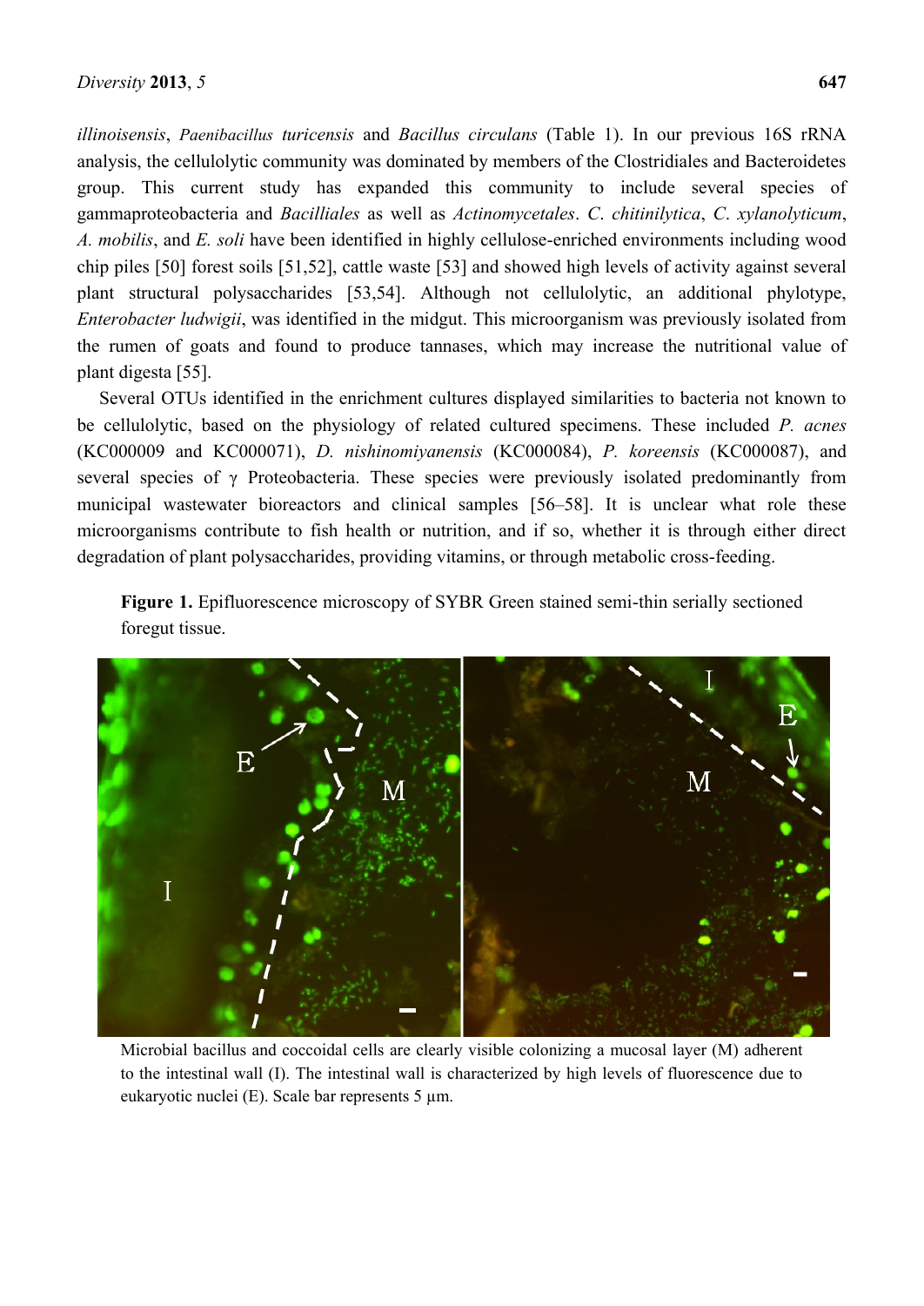*illinoisensis*, *Paenibacillus turicensis* and *Bacillus circulans* (Table 1). In our previous 16S rRNA analysis, the cellulolytic community was dominated by members of the Clostridiales and Bacteroidetes group. This current study has expanded this community to include several species of gammaproteobacteria and *Bacilliales* as well as *Actinomycetales*. *C. chitinilytica*, *C. xylanolyticum*, *A. mobilis*, and *E. soli* have been identified in highly cellulose-enriched environments including wood chip piles [50] forest soils [51,52], cattle waste [53] and showed high levels of activity against several plant structural polysaccharides [53,54]. Although not cellulolytic, an additional phylotype, *Enterobacter ludwigii*, was identified in the midgut. This microorganism was previously isolated from the rumen of goats and found to produce tannases, which may increase the nutritional value of plant digesta [55].

Several OTUs identified in the enrichment cultures displayed similarities to bacteria not known to be cellulolytic, based on the physiology of related cultured specimens. These included *P. acnes* (KC000009 and KC000071), *D. nishinomiyanensis* (KC000084), *P. koreensis* (KC000087), and several species of γ Proteobacteria. These species were previously isolated predominantly from municipal wastewater bioreactors and clinical samples [56–58]. It is unclear what role these microorganisms contribute to fish health or nutrition, and if so, whether it is through either direct degradation of plant polysaccharides, providing vitamins, or through metabolic cross-feeding.

**Figure 1.** Epifluorescence microscopy of SYBR Green stained semi-thin serially sectioned foregut tissue.

Microbial bacillus and coccoidal cells are clearly visible colonizing a mucosal layer (M) adherent to the intestinal wall (I). The intestinal wall is characterized by high levels of fluorescence due to eukaryotic nuclei (E). Scale bar represents 5 μm.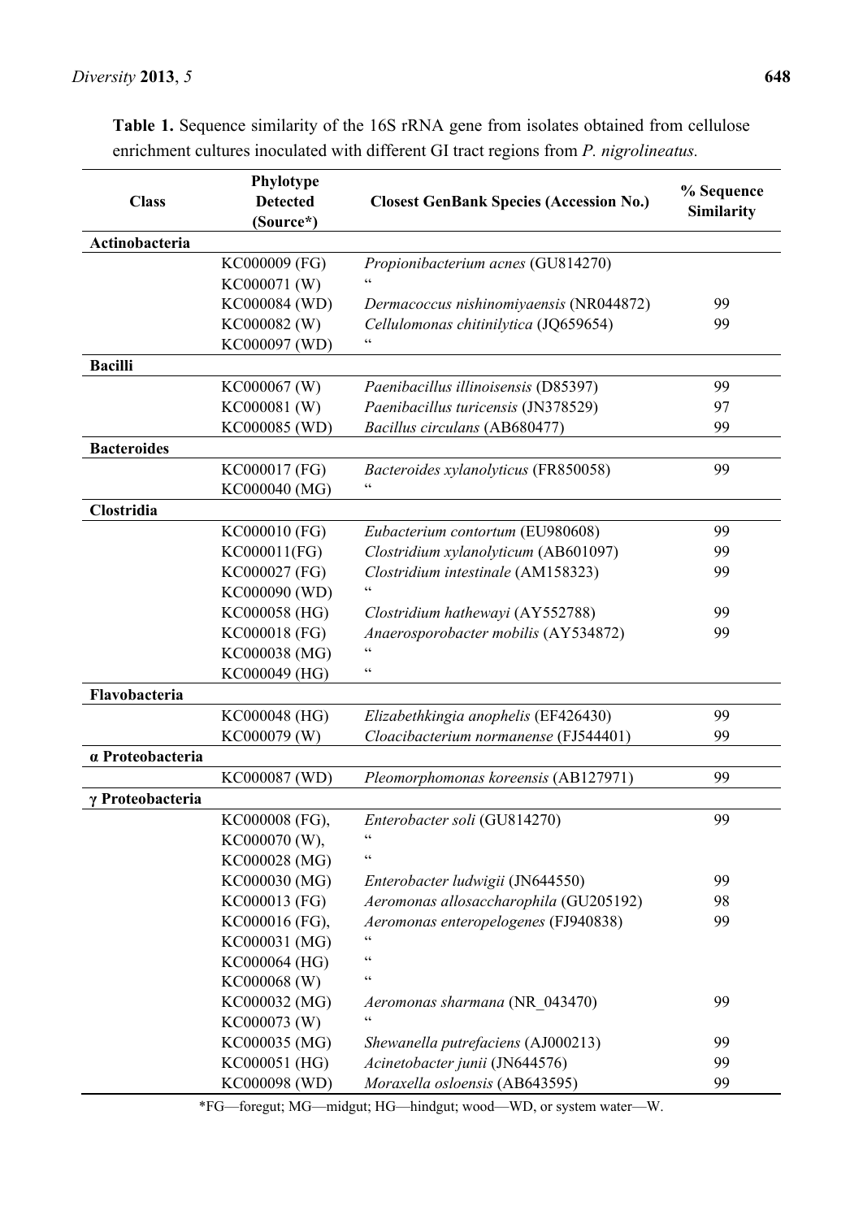**Table 1.** Sequence similarity of the 16S rRNA gene from isolates obtained from cellulose enrichment cultures inoculated with different GI tract regions from *P. nigrolineatus.*

| Class | Phylotype Detected (Source*) | Closest GenBank Species (Accession No.) | % Sequence Similarity |
|---|---|---|---|
| **Actinobacteria** | | | |
| | KC000009 (FG) | *Propionibacterium acnes* (GU814270) | |
| | KC000071 (W) | " | |
| | KC000084 (WD) | *Dermacoccus nishinomiyaensis* (NR044872) | 99 |
| | KC000082 (W) | *Cellulomonas chitinilytica* (JQ659654) | 99 |
| | KC000097 (WD) | " | |
| **Bacilli** | | | |
| | KC000067 (W) | *Paenibacillus illinoisensis* (D85397) | 99 |
| | KC000081 (W) | *Paenibacillus turicensis* (JN378529) | 97 |
| | KC000085 (WD) | *Bacillus circulans* (AB680477) | 99 |
| **Bacteroides** | | | |
| | KC000017 (FG) | *Bacteroides xylanolyticus* (FR850058) | 99 |
| | KC000040 (MG) | " | |
| **Clostridia** | | | |
| | KC000010 (FG) | *Eubacterium contortum* (EU980608) | 99 |
| | KC000011(FG) | *Clostridium xylanolyticum* (AB601097) | 99 |
| | KC000027 (FG) | *Clostridium intestinale* (AM158323) | 99 |
| | KC000090 (WD) | " | |
| | KC000058 (HG) | *Clostridium hathewayi* (AY552788) | 99 |
| | KC000018 (FG) | *Anaerosporobacter mobilis* (AY534872) | 99 |
| | KC000038 (MG) | " | |
| | KC000049 (HG) | " | |
| **Flavobacteria** | | | |
| | KC000048 (HG) | *Elizabethkingia anophelis* (EF426430) | 99 |
| | KC000079 (W) | *Cloacibacterium normanense* (FJ544401) | 99 |
| **α Proteobacteria** | | | |
| | KC000087 (WD) | *Pleomorphomonas koreensis* (AB127971) | 99 |
| **γ Proteobacteria** | | | |
| | KC000008 (FG), | *Enterobacter soli* (GU814270) | 99 |
| | KC000070 (W), | " | |
| | KC000028 (MG) | " | |
| | KC000030 (MG) | *Enterobacter ludwigii* (JN644550) | 99 |
| | KC000013 (FG) | *Aeromonas allosaccharophila* (GU205192) | 98 |
| | KC000016 (FG), | *Aeromonas enteropelogenes* (FJ940838) | 99 |
| | KC000031 (MG) | " | |
| | KC000064 (HG) | " | |
| | KC000068 (W) | " | |
| | KC000032 (MG) | *Aeromonas sharmana* (NR_043470) | 99 |
| | KC000073 (W) | " | |
| | KC000035 (MG) | *Shewanella putrefaciens* (AJ000213) | 99 |
| | KC000051 (HG) | *Acinetobacter junii* (JN644576) | 99 |
| | KC000098 (WD) | *Moraxella osloensis* (AB643595) | 99 |

*FG—foregut; MG—midgut; HG—hindgut; wood—WD, or system water—W.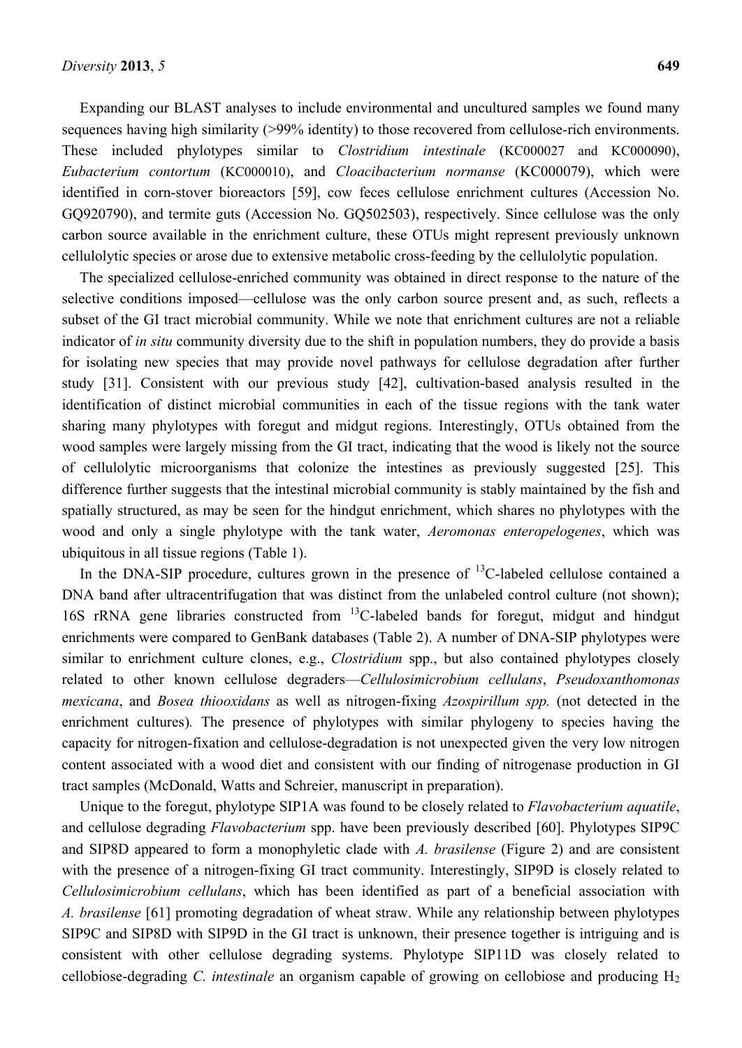Expanding our BLAST analyses to include environmental and uncultured samples we found many sequences having high similarity (>99% identity) to those recovered from cellulose-rich environments. These included phylotypes similar to *Clostridium intestinale* (KC000027 and KC000090), *Eubacterium contortum* (KC000010), and *Cloacibacterium normanse* (KC000079), which were identified in corn-stover bioreactors [59], cow feces cellulose enrichment cultures (Accession No. GQ920790), and termite guts (Accession No. GQ502503), respectively. Since cellulose was the only carbon source available in the enrichment culture, these OTUs might represent previously unknown cellulolytic species or arose due to extensive metabolic cross-feeding by the cellulolytic population.

The specialized cellulose-enriched community was obtained in direct response to the nature of the selective conditions imposed—cellulose was the only carbon source present and, as such, reflects a subset of the GI tract microbial community. While we note that enrichment cultures are not a reliable indicator of *in situ* community diversity due to the shift in population numbers, they do provide a basis for isolating new species that may provide novel pathways for cellulose degradation after further study [31]. Consistent with our previous study [42], cultivation-based analysis resulted in the identification of distinct microbial communities in each of the tissue regions with the tank water sharing many phylotypes with foregut and midgut regions. Interestingly, OTUs obtained from the wood samples were largely missing from the GI tract, indicating that the wood is likely not the source of cellulolytic microorganisms that colonize the intestines as previously suggested [25]. This difference further suggests that the intestinal microbial community is stably maintained by the fish and spatially structured, as may be seen for the hindgut enrichment, which shares no phylotypes with the wood and only a single phylotype with the tank water, *Aeromonas enteropelogenes*, which was ubiquitous in all tissue regions (Table 1).

In the DNA-SIP procedure, cultures grown in the presence of $^{13}C$-labeled cellulose contained a DNA band after ultracentrifugation that was distinct from the unlabeled control culture (not shown); 16S rRNA gene libraries constructed from $^{13}C$-labeled bands for foregut, midgut and hindgut enrichments were compared to GenBank databases (Table 2). A number of DNA-SIP phylotypes were similar to enrichment culture clones, e.g., *Clostridium* spp., but also contained phylotypes closely related to other known cellulose degraders—*Cellulosimicrobium cellulans*, *Pseudoxanthomonas mexicana*, and *Bosea thiooxidans* as well as nitrogen-fixing *Azospirillum spp.* (not detected in the enrichment cultures). The presence of phylotypes with similar phylogeny to species having the capacity for nitrogen-fixation and cellulose-degradation is not unexpected given the very low nitrogen content associated with a wood diet and consistent with our finding of nitrogenase production in GI tract samples (McDonald, Watts and Schreier, manuscript in preparation).

Unique to the foregut, phylotype SIP1A was found to be closely related to *Flavobacterium aquatile*, and cellulose degrading *Flavobacterium* spp. have been previously described [60]. Phylotypes SIP9C and SIP8D appeared to form a monophyletic clade with *A. brasilense* (Figure 2) and are consistent with the presence of a nitrogen-fixing GI tract community. Interestingly, SIP9D is closely related to *Cellulosimicrobium cellulans*, which has been identified as part of a beneficial association with *A. brasilense* [61] promoting degradation of wheat straw. While any relationship between phylotypes SIP9C and SIP8D with SIP9D in the GI tract is unknown, their presence together is intriguing and is consistent with other cellulose degrading systems. Phylotype SIP11D was closely related to cellobiose-degrading *C. intestinale* an organism capable of growing on cellobiose and producing $H_2$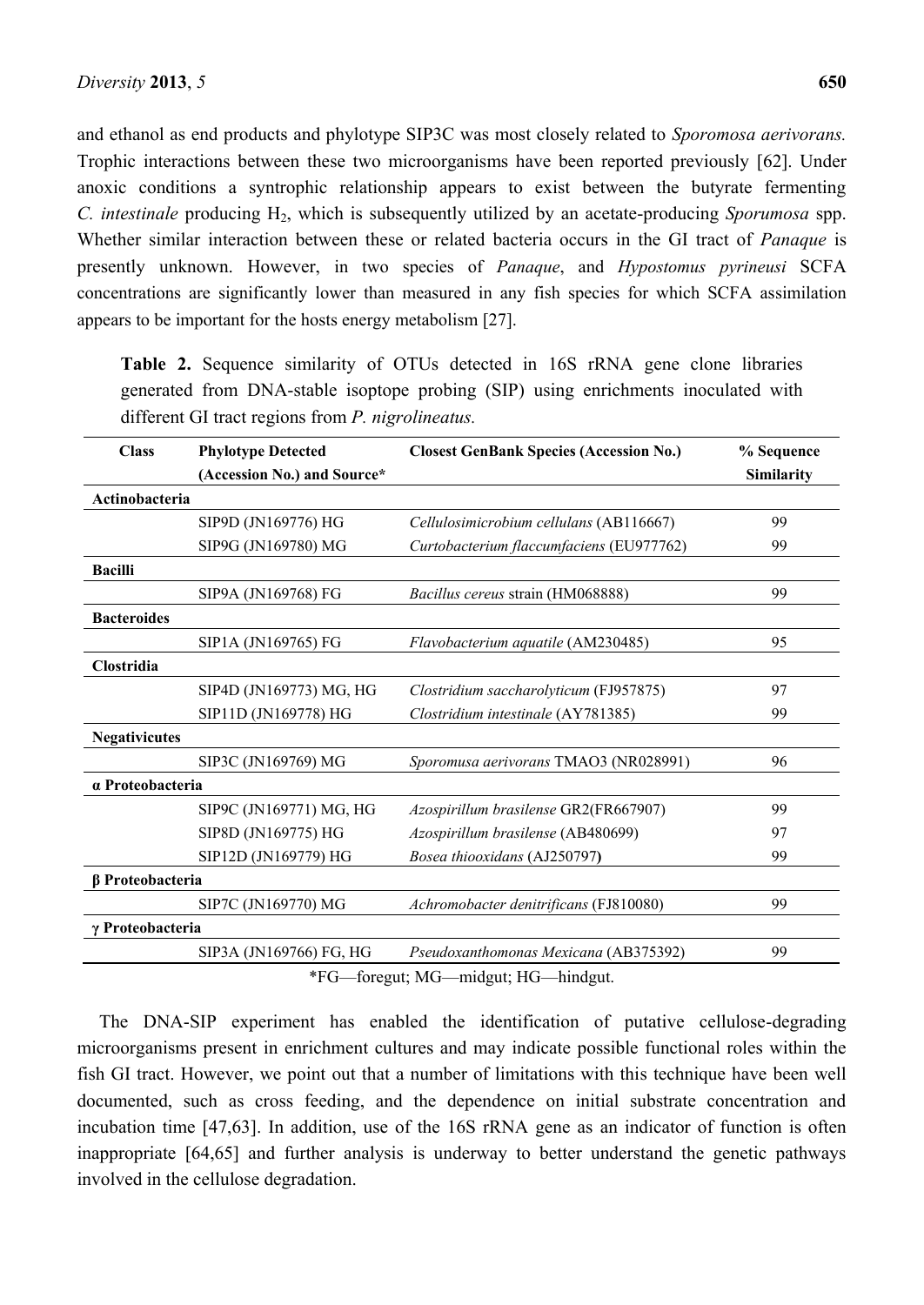and ethanol as end products and phylotype SIP3C was most closely related to *Sporomosa aerivorans.* Trophic interactions between these two microorganisms have been reported previously [62]. Under anoxic conditions a syntrophic relationship appears to exist between the butyrate fermenting *C. intestinale* producing $H_2$, which is subsequently utilized by an acetate-producing *Sporumosa* spp. Whether similar interaction between these or related bacteria occurs in the GI tract of *Panaque* is presently unknown. However, in two species of *Panaque*, and *Hypostomus pyrineusi* SCFA concentrations are significantly lower than measured in any fish species for which SCFA assimilation appears to be important for the hosts energy metabolism [27].

**Table 2.** Sequence similarity of OTUs detected in 16S rRNA gene clone libraries generated from DNA-stable isoptope probing (SIP) using enrichments inoculated with different GI tract regions from *P. nigrolineatus.*

| Class | Phylotype Detected (Accession No.) and Source* | Closest GenBank Species (Accession No.) | % Sequence Similarity |
|---|---|---|---|
| **Actinobacteria** | | | |
| | SIP9D (JN169776) HG | *Cellulosimicrobium cellulans* (AB116667) | 99 |
| | SIP9G (JN169780) MG | *Curtobacterium flaccumfaciens* (EU977762) | 99 |
| **Bacilli** | | | |
| | SIP9A (JN169768) FG | *Bacillus cereus* strain (HM068888) | 99 |
| **Bacteroides** | | | |
| | SIP1A (JN169765) FG | *Flavobacterium aquatile* (AM230485) | 95 |
| **Clostridia** | | | |
| | SIP4D (JN169773) MG, HG | *Clostridium saccharolyticum* (FJ957875) | 97 |
| | SIP11D (JN169778) HG | *Clostridium intestinale* (AY781385) | 99 |
| **Negativicutes** | | | |
| | SIP3C (JN169769) MG | *Sporomusa aerivorans* TMAO3 (NR028991) | 96 |
| **α Proteobacteria** | | | |
| | SIP9C (JN169771) MG, HG | *Azospirillum brasilense* GR2(FR667907) | 99 |
| | SIP8D (JN169775) HG | *Azospirillum brasilense* (AB480699) | 97 |
| | SIP12D (JN169779) HG | *Bosea thiooxidans* (AJ250797**)** | 99 |
| **β Proteobacteria** | | | |
| | SIP7C (JN169770) MG | *Achromobacter denitrificans* (FJ810080) | 99 |
| **γ Proteobacteria** | | | |
| | SIP3A (JN169766) FG, HG | *Pseudoxanthomonas Mexicana* (AB375392) | 99 |

*FG—foregut; MG—midgut; HG—hindgut.

The DNA-SIP experiment has enabled the identification of putative cellulose-degrading microorganisms present in enrichment cultures and may indicate possible functional roles within the fish GI tract. However, we point out that a number of limitations with this technique have been well documented, such as cross feeding, and the dependence on initial substrate concentration and incubation time [47,63]. In addition, use of the 16S rRNA gene as an indicator of function is often inappropriate [64,65] and further analysis is underway to better understand the genetic pathways involved in the cellulose degradation.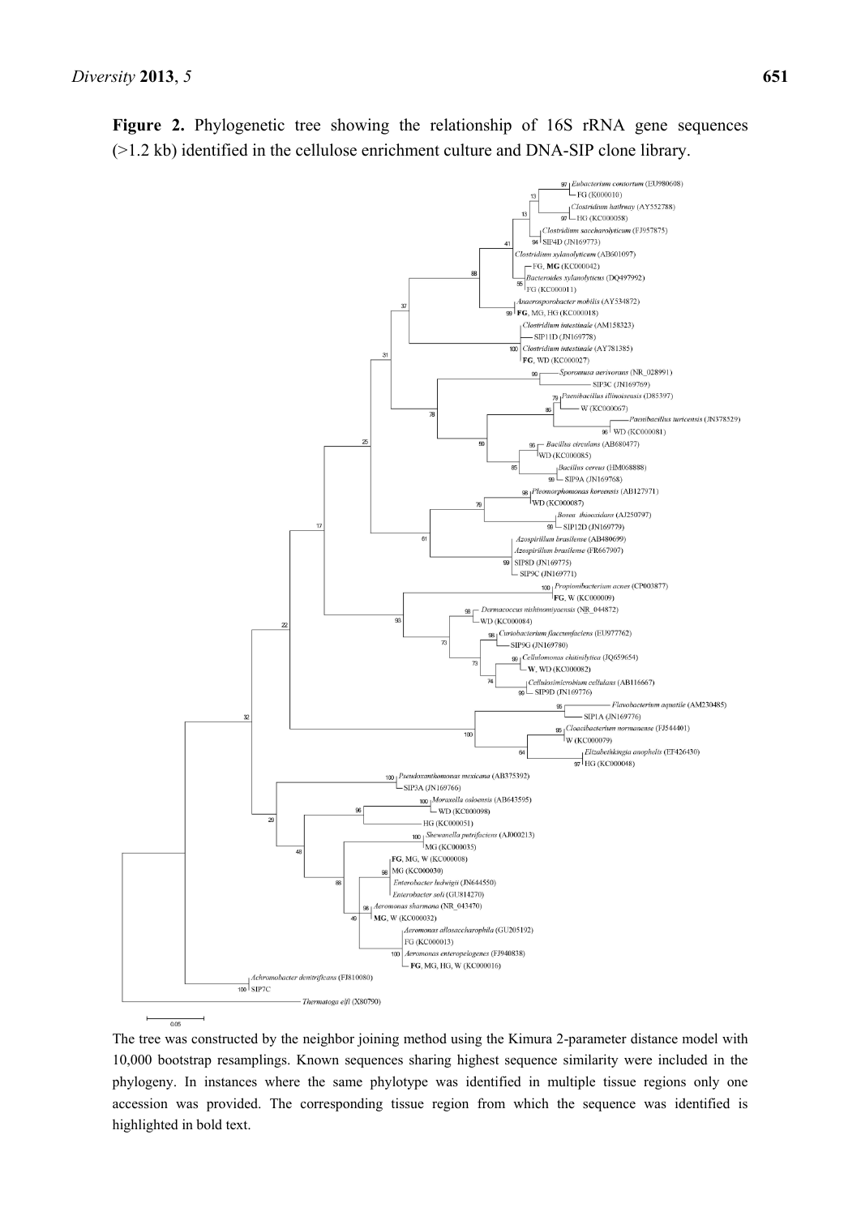**Figure 2.** Phylogenetic tree showing the relationship of 16S rRNA gene sequences (>1.2 kb) identified in the cellulose enrichment culture and DNA-SIP clone library.

The tree was constructed by the neighbor joining method using the Kimura 2-parameter distance model with 10,000 bootstrap resamplings. Known sequences sharing highest sequence similarity were included in the phylogeny. In instances where the same phylotype was identified in multiple tissue regions only one accession was provided. The corresponding tissue region from which the sequence was identified is highlighted in bold text.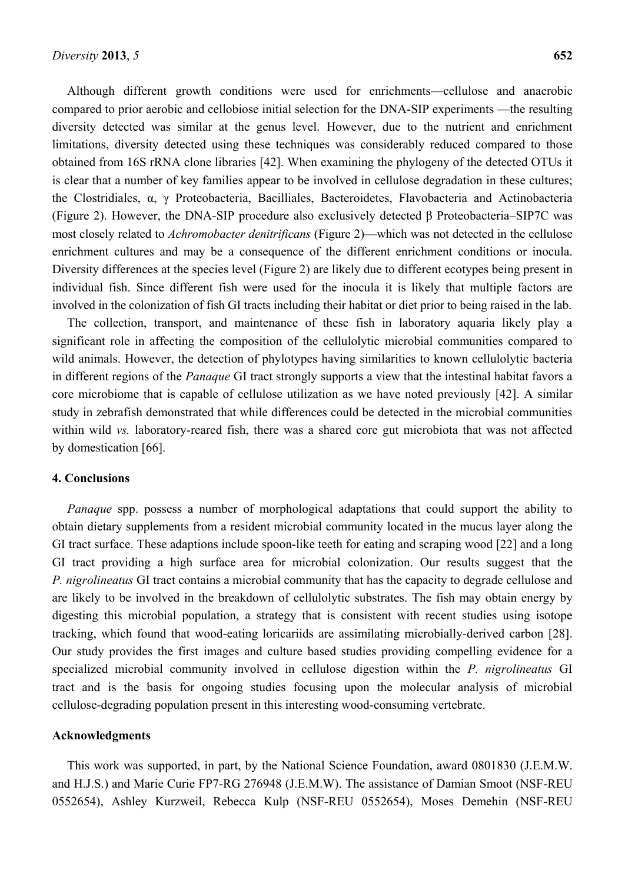Although different growth conditions were used for enrichments—cellulose and anaerobic compared to prior aerobic and cellobiose initial selection for the DNA-SIP experiments —the resulting diversity detected was similar at the genus level. However, due to the nutrient and enrichment limitations, diversity detected using these techniques was considerably reduced compared to those obtained from 16S rRNA clone libraries [42]. When examining the phylogeny of the detected OTUs it is clear that a number of key families appear to be involved in cellulose degradation in these cultures; the Clostridiales, α, γ Proteobacteria, Bacilliales, Bacteroidetes, Flavobacteria and Actinobacteria (Figure 2). However, the DNA-SIP procedure also exclusively detected β Proteobacteria–SIP7C was most closely related to *Achromobacter denitrificans* (Figure 2)—which was not detected in the cellulose enrichment cultures and may be a consequence of the different enrichment conditions or inocula. Diversity differences at the species level (Figure 2) are likely due to different ecotypes being present in individual fish. Since different fish were used for the inocula it is likely that multiple factors are involved in the colonization of fish GI tracts including their habitat or diet prior to being raised in the lab.

The collection, transport, and maintenance of these fish in laboratory aquaria likely play a significant role in affecting the composition of the cellulolytic microbial communities compared to wild animals. However, the detection of phylotypes having similarities to known cellulolytic bacteria in different regions of the *Panaque* GI tract strongly supports a view that the intestinal habitat favors a core microbiome that is capable of cellulose utilization as we have noted previously [42]. A similar study in zebrafish demonstrated that while differences could be detected in the microbial communities within wild *vs.* laboratory-reared fish, there was a shared core gut microbiota that was not affected by domestication [66].

## 4. Conclusions

*Panaque* spp. possess a number of morphological adaptations that could support the ability to obtain dietary supplements from a resident microbial community located in the mucus layer along the GI tract surface. These adaptions include spoon-like teeth for eating and scraping wood [22] and a long GI tract providing a high surface area for microbial colonization. Our results suggest that the *P. nigrolineatus* GI tract contains a microbial community that has the capacity to degrade cellulose and are likely to be involved in the breakdown of cellulolytic substrates. The fish may obtain energy by digesting this microbial population, a strategy that is consistent with recent studies using isotope tracking, which found that wood-eating loricariids are assimilating microbially-derived carbon [28]. Our study provides the first images and culture based studies providing compelling evidence for a specialized microbial community involved in cellulose digestion within the *P. nigrolineatus* GI tract and is the basis for ongoing studies focusing upon the molecular analysis of microbial cellulose-degrading population present in this interesting wood-consuming vertebrate.

## Acknowledgments

This work was supported, in part, by the National Science Foundation, award 0801830 (J.E.M.W. and H.J.S.) and Marie Curie FP7-RG 276948 (J.E.M.W). The assistance of Damian Smoot (NSF-REU 0552654), Ashley Kurzweil, Rebecca Kulp (NSF-REU 0552654), Moses Demehin (NSF-REU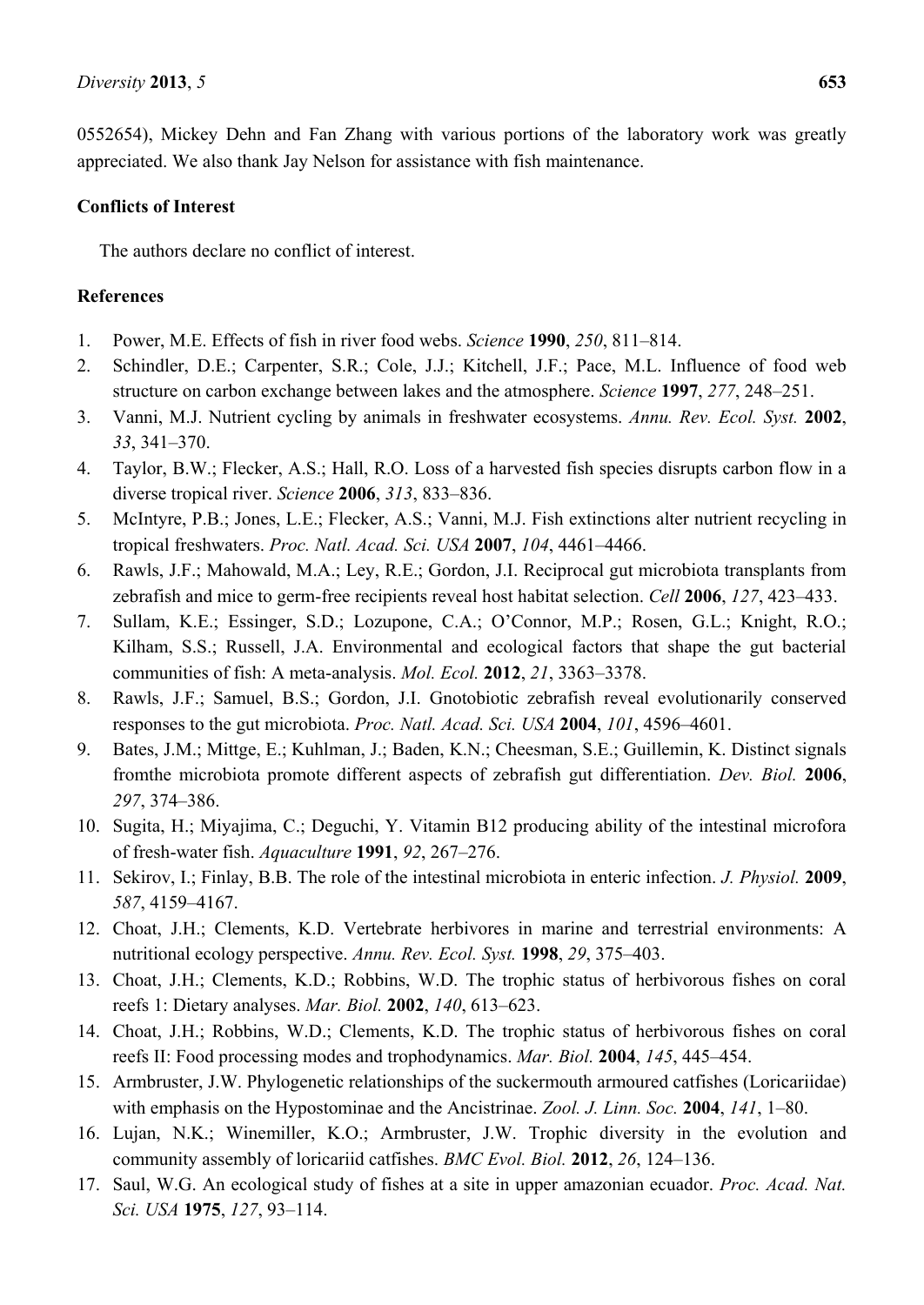0552654), Mickey Dehn and Fan Zhang with various portions of the laboratory work was greatly appreciated. We also thank Jay Nelson for assistance with fish maintenance.

## Conflicts of Interest

The authors declare no conflict of interest.

## References

1. Power, M.E. Effects of fish in river food webs. *Science* **1990**, *250*, 811–814.
2. Schindler, D.E.; Carpenter, S.R.; Cole, J.J.; Kitchell, J.F.; Pace, M.L. Influence of food web structure on carbon exchange between lakes and the atmosphere. *Science* **1997**, *277*, 248–251.
3. Vanni, M.J. Nutrient cycling by animals in freshwater ecosystems. *Annu. Rev. Ecol. Syst.* **2002**, *33*, 341–370.
4. Taylor, B.W.; Flecker, A.S.; Hall, R.O. Loss of a harvested fish species disrupts carbon flow in a diverse tropical river. *Science* **2006**, *313*, 833–836.
5. McIntyre, P.B.; Jones, L.E.; Flecker, A.S.; Vanni, M.J. Fish extinctions alter nutrient recycling in tropical freshwaters. *Proc. Natl. Acad. Sci. USA* **2007**, *104*, 4461–4466.
6. Rawls, J.F.; Mahowald, M.A.; Ley, R.E.; Gordon, J.I. Reciprocal gut microbiota transplants from zebrafish and mice to germ-free recipients reveal host habitat selection. *Cell* **2006**, *127*, 423–433.
7. Sullam, K.E.; Essinger, S.D.; Lozupone, C.A.; O'Connor, M.P.; Rosen, G.L.; Knight, R.O.; Kilham, S.S.; Russell, J.A. Environmental and ecological factors that shape the gut bacterial communities of fish: A meta-analysis. *Mol. Ecol.* **2012**, *21*, 3363–3378.
8. Rawls, J.F.; Samuel, B.S.; Gordon, J.I. Gnotobiotic zebrafish reveal evolutionarily conserved responses to the gut microbiota. *Proc. Natl. Acad. Sci. USA* **2004**, *101*, 4596–4601.
9. Bates, J.M.; Mittge, E.; Kuhlman, J.; Baden, K.N.; Cheesman, S.E.; Guillemin, K. Distinct signals fromthe microbiota promote different aspects of zebrafish gut differentiation. *Dev. Biol.* **2006**, *297*, 374–386.
10. Sugita, H.; Miyajima, C.; Deguchi, Y. Vitamin B12 producing ability of the intestinal microfora of fresh-water fish. *Aquaculture* **1991**, *92*, 267–276.
11. Sekirov, I.; Finlay, B.B. The role of the intestinal microbiota in enteric infection. *J. Physiol.* **2009**, *587*, 4159–4167.
12. Choat, J.H.; Clements, K.D. Vertebrate herbivores in marine and terrestrial environments: A nutritional ecology perspective. *Annu. Rev. Ecol. Syst.* **1998**, *29*, 375–403.
13. Choat, J.H.; Clements, K.D.; Robbins, W.D. The trophic status of herbivorous fishes on coral reefs 1: Dietary analyses. *Mar. Biol.* **2002**, *140*, 613–623.
14. Choat, J.H.; Robbins, W.D.; Clements, K.D. The trophic status of herbivorous fishes on coral reefs II: Food processing modes and trophodynamics. *Mar. Biol.* **2004**, *145*, 445–454.
15. Armbruster, J.W. Phylogenetic relationships of the suckermouth armoured catfishes (Loricariidae) with emphasis on the Hypostominae and the Ancistrinae. *Zool. J. Linn. Soc.* **2004**, *141*, 1–80.
16. Lujan, N.K.; Winemiller, K.O.; Armbruster, J.W. Trophic diversity in the evolution and community assembly of loricariid catfishes. *BMC Evol. Biol.* **2012**, *26*, 124–136.
17. Saul, W.G. An ecological study of fishes at a site in upper amazonian ecuador. *Proc. Acad. Nat. Sci. USA* **1975**, *127*, 93–114.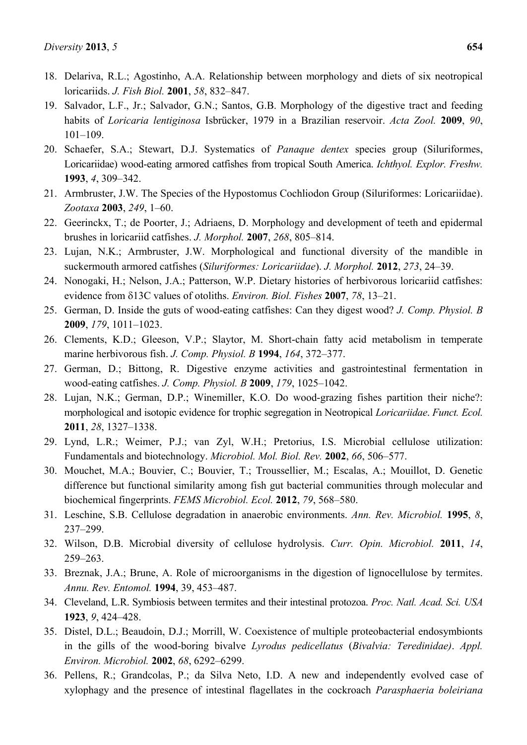18. Delariva, R.L.; Agostinho, A.A. Relationship between morphology and diets of six neotropical loricariids. *J. Fish Biol.* **2001**, *58*, 832–847.
19. Salvador, L.F., Jr.; Salvador, G.N.; Santos, G.B. Morphology of the digestive tract and feeding habits of *Loricaria lentiginosa* Isbrücker, 1979 in a Brazilian reservoir. *Acta Zool.* **2009**, *90*, 101–109.
20. Schaefer, S.A.; Stewart, D.J. Systematics of *Panaque dentex* species group (Siluriformes, Loricariidae) wood-eating armored catfishes from tropical South America. *Ichthyol. Explor. Freshw.* **1993**, *4*, 309–342.
21. Armbruster, J.W. The Species of the Hypostomus Cochliodon Group (Siluriformes: Loricariidae). *Zootaxa* **2003**, *249*, 1–60.
22. Geerinckx, T.; de Poorter, J.; Adriaens, D. Morphology and development of teeth and epidermal brushes in loricariid catfishes. *J. Morphol.* **2007**, *268*, 805–814.
23. Lujan, N.K.; Armbruster, J.W. Morphological and functional diversity of the mandible in suckermouth armored catfishes (*Siluriformes: Loricariidae*). *J. Morphol.* **2012**, *273*, 24–39.
24. Nonogaki, H.; Nelson, J.A.; Patterson, W.P. Dietary histories of herbivorous loricariid catfishes: evidence from δ13C values of otoliths. *Environ. Biol. Fishes* **2007**, *78*, 13–21.
25. German, D. Inside the guts of wood-eating catfishes: Can they digest wood? *J. Comp. Physiol. B* **2009**, *179*, 1011–1023.
26. Clements, K.D.; Gleeson, V.P.; Slaytor, M. Short-chain fatty acid metabolism in temperate marine herbivorous fish. *J. Comp. Physiol. B* **1994**, *164*, 372–377.
27. German, D.; Bittong, R. Digestive enzyme activities and gastrointestinal fermentation in wood-eating catfishes. *J. Comp. Physiol. B* **2009**, *179*, 1025–1042.
28. Lujan, N.K.; German, D.P.; Winemiller, K.O. Do wood-grazing fishes partition their niche?: morphological and isotopic evidence for trophic segregation in Neotropical *Loricariidae*. *Funct. Ecol.* **2011**, *28*, 1327–1338.
29. Lynd, L.R.; Weimer, P.J.; van Zyl, W.H.; Pretorius, I.S. Microbial cellulose utilization: Fundamentals and biotechnology. *Microbiol. Mol. Biol. Rev.* **2002**, *66*, 506–577.
30. Mouchet, M.A.; Bouvier, C.; Bouvier, T.; Troussellier, M.; Escalas, A.; Mouillot, D. Genetic difference but functional similarity among fish gut bacterial communities through molecular and biochemical fingerprints. *FEMS Microbiol. Ecol.* **2012**, *79*, 568–580.
31. Leschine, S.B. Cellulose degradation in anaerobic environments. *Ann. Rev. Microbiol.* **1995**, *8*, 237–299.
32. Wilson, D.B. Microbial diversity of cellulose hydrolysis. *Curr. Opin. Microbiol.* **2011**, *14*, 259–263.
33. Breznak, J.A.; Brune, A. Role of microorganisms in the digestion of lignocellulose by termites. *Annu. Rev. Entomol.* **1994**, 39, 453–487.
34. Cleveland, L.R. Symbiosis between termites and their intestinal protozoa. *Proc. Natl. Acad. Sci. USA* **1923**, *9*, 424–428.
35. Distel, D.L.; Beaudoin, D.J.; Morrill, W. Coexistence of multiple proteobacterial endosymbionts in the gills of the wood-boring bivalve *Lyrodus pedicellatus* (*Bivalvia: Teredinidae)*. *Appl. Environ. Microbiol.* **2002**, *68*, 6292–6299.
36. Pellens, R.; Grandcolas, P.; da Silva Neto, I.D. A new and independently evolved case of xylophagy and the presence of intestinal flagellates in the cockroach *Parasphaeria boleiriana*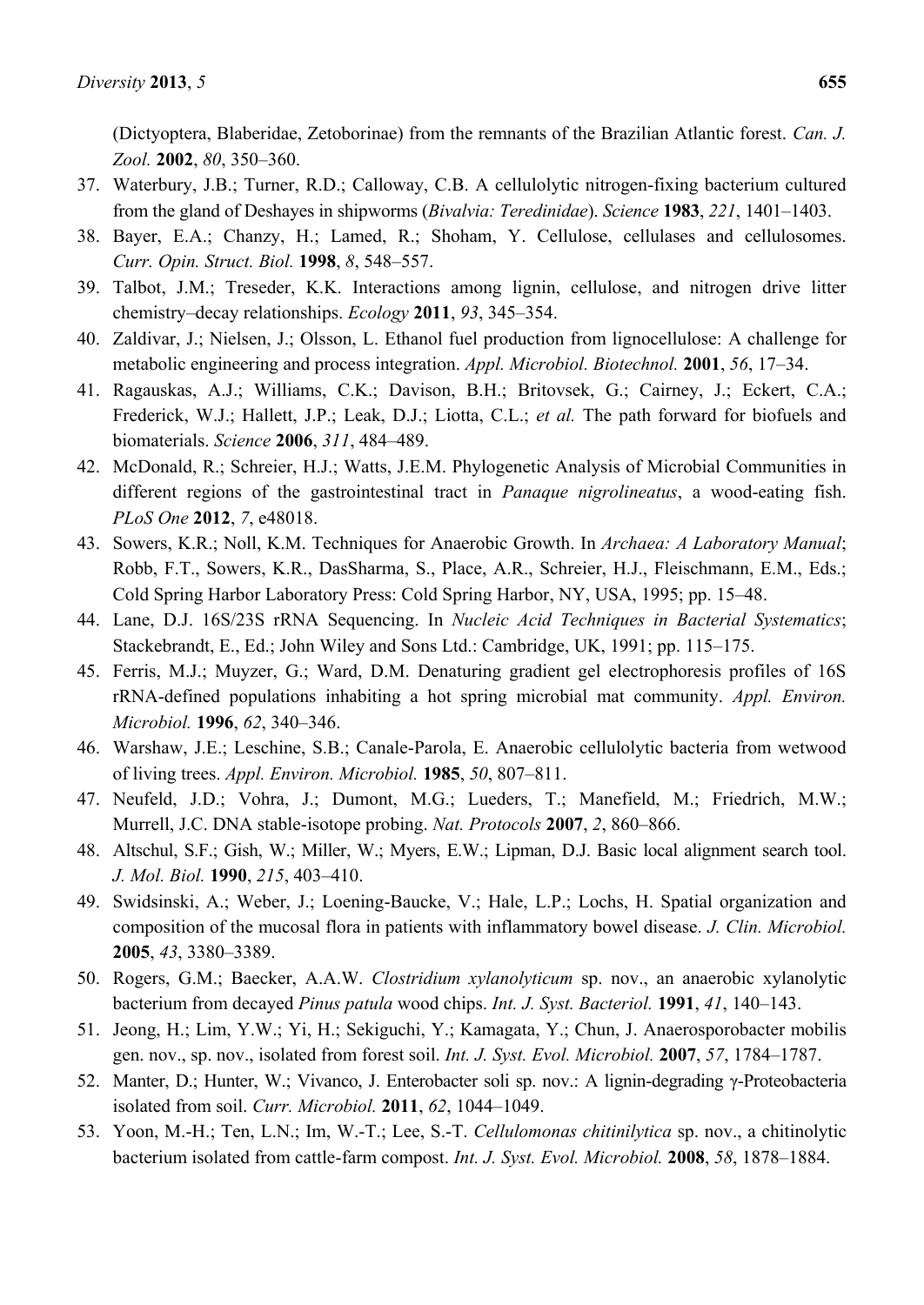(Dictyoptera, Blaberidae, Zetoborinae) from the remnants of the Brazilian Atlantic forest. *Can. J. Zool.* **2002**, *80*, 350–360.

37. Waterbury, J.B.; Turner, R.D.; Calloway, C.B. A cellulolytic nitrogen-fixing bacterium cultured from the gland of Deshayes in shipworms (*Bivalvia: Teredinidae*). *Science* **1983**, *221*, 1401–1403.
38. Bayer, E.A.; Chanzy, H.; Lamed, R.; Shoham, Y. Cellulose, cellulases and cellulosomes. *Curr. Opin. Struct. Biol.* **1998**, *8*, 548–557.
39. Talbot, J.M.; Treseder, K.K. Interactions among lignin, cellulose, and nitrogen drive litter chemistry–decay relationships. *Ecology* **2011**, *93*, 345–354.
40. Zaldivar, J.; Nielsen, J.; Olsson, L. Ethanol fuel production from lignocellulose: A challenge for metabolic engineering and process integration. *Appl. Microbiol. Biotechnol.* **2001**, *56*, 17–34.
41. Ragauskas, A.J.; Williams, C.K.; Davison, B.H.; Britovsek, G.; Cairney, J.; Eckert, C.A.; Frederick, W.J.; Hallett, J.P.; Leak, D.J.; Liotta, C.L.; *et al.* The path forward for biofuels and biomaterials. *Science* **2006**, *311*, 484–489.
42. McDonald, R.; Schreier, H.J.; Watts, J.E.M. Phylogenetic Analysis of Microbial Communities in different regions of the gastrointestinal tract in *Panaque nigrolineatus*, a wood-eating fish. *PLoS One* **2012**, *7*, e48018.
43. Sowers, K.R.; Noll, K.M. Techniques for Anaerobic Growth. In *Archaea: A Laboratory Manual*; Robb, F.T., Sowers, K.R., DasSharma, S., Place, A.R., Schreier, H.J., Fleischmann, E.M., Eds.; Cold Spring Harbor Laboratory Press: Cold Spring Harbor, NY, USA, 1995; pp. 15–48.
44. Lane, D.J. 16S/23S rRNA Sequencing. In *Nucleic Acid Techniques in Bacterial Systematics*; Stackebrandt, E., Ed.; John Wiley and Sons Ltd.: Cambridge, UK, 1991; pp. 115–175.
45. Ferris, M.J.; Muyzer, G.; Ward, D.M. Denaturing gradient gel electrophoresis profiles of 16S rRNA-defined populations inhabiting a hot spring microbial mat community. *Appl. Environ. Microbiol.* **1996**, *62*, 340–346.
46. Warshaw, J.E.; Leschine, S.B.; Canale-Parola, E. Anaerobic cellulolytic bacteria from wetwood of living trees. *Appl. Environ. Microbiol.* **1985**, *50*, 807–811.
47. Neufeld, J.D.; Vohra, J.; Dumont, M.G.; Lueders, T.; Manefield, M.; Friedrich, M.W.; Murrell, J.C. DNA stable-isotope probing. *Nat. Protocols* **2007**, *2*, 860–866.
48. Altschul, S.F.; Gish, W.; Miller, W.; Myers, E.W.; Lipman, D.J. Basic local alignment search tool. *J. Mol. Biol.* **1990**, *215*, 403–410.
49. Swidsinski, A.; Weber, J.; Loening-Baucke, V.; Hale, L.P.; Lochs, H. Spatial organization and composition of the mucosal flora in patients with inflammatory bowel disease. *J. Clin. Microbiol.* **2005**, *43*, 3380–3389.
50. Rogers, G.M.; Baecker, A.A.W. *Clostridium xylanolyticum* sp. nov., an anaerobic xylanolytic bacterium from decayed *Pinus patula* wood chips. *Int. J. Syst. Bacteriol.* **1991**, *41*, 140–143.
51. Jeong, H.; Lim, Y.W.; Yi, H.; Sekiguchi, Y.; Kamagata, Y.; Chun, J. Anaerosporobacter mobilis gen. nov., sp. nov., isolated from forest soil. *Int. J. Syst. Evol. Microbiol.* **2007**, *57*, 1784–1787.
52. Manter, D.; Hunter, W.; Vivanco, J. Enterobacter soli sp. nov.: A lignin-degrading γ-Proteobacteria isolated from soil. *Curr. Microbiol.* **2011**, *62*, 1044–1049.
53. Yoon, M.-H.; Ten, L.N.; Im, W.-T.; Lee, S.-T. *Cellulomonas chitinilytica* sp. nov., a chitinolytic bacterium isolated from cattle-farm compost. *Int. J. Syst. Evol. Microbiol.* **2008**, *58*, 1878–1884.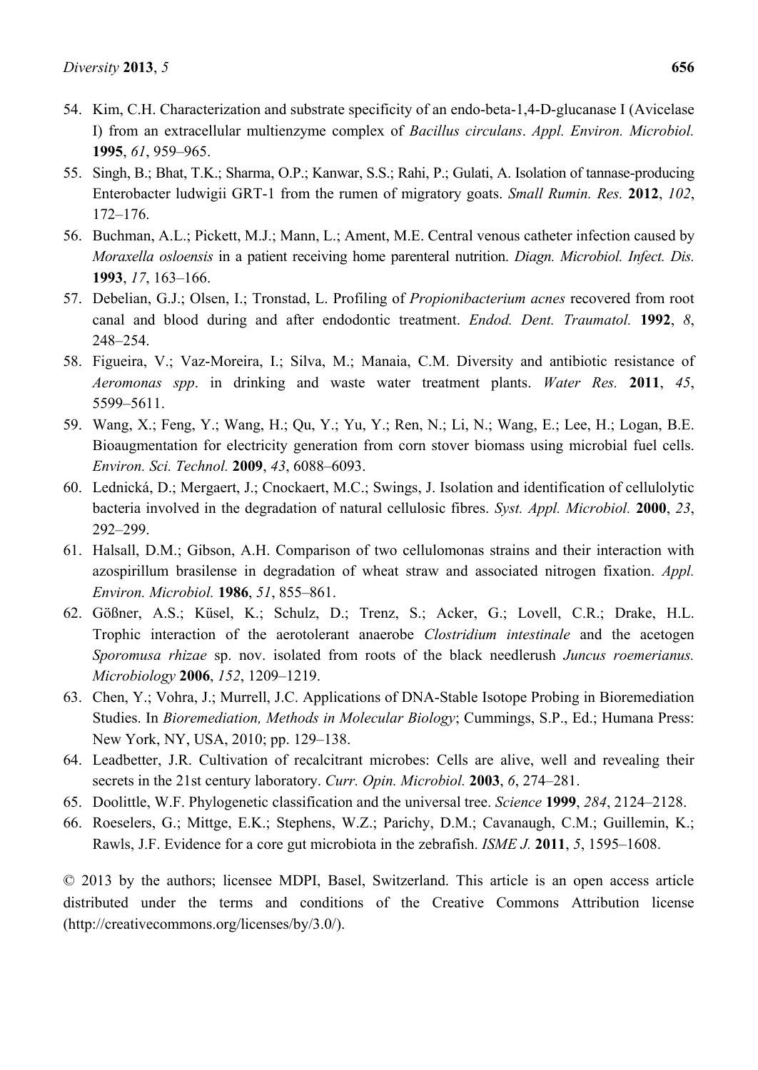54. Kim, C.H. Characterization and substrate specificity of an endo-beta-1,4-D-glucanase I (Avicelase I) from an extracellular multienzyme complex of *Bacillus circulans*. *Appl. Environ. Microbiol.* **1995**, *61*, 959–965.
55. Singh, B.; Bhat, T.K.; Sharma, O.P.; Kanwar, S.S.; Rahi, P.; Gulati, A. Isolation of tannase-producing Enterobacter ludwigii GRT-1 from the rumen of migratory goats. *Small Rumin. Res.* **2012**, *102*, 172–176.
56. Buchman, A.L.; Pickett, M.J.; Mann, L.; Ament, M.E. Central venous catheter infection caused by *Moraxella osloensis* in a patient receiving home parenteral nutrition. *Diagn. Microbiol. Infect. Dis.* **1993**, *17*, 163–166.
57. Debelian, G.J.; Olsen, I.; Tronstad, L. Profiling of *Propionibacterium acnes* recovered from root canal and blood during and after endodontic treatment. *Endod. Dent. Traumatol.* **1992**, *8*, 248–254.
58. Figueira, V.; Vaz-Moreira, I.; Silva, M.; Manaia, C.M. Diversity and antibiotic resistance of *Aeromonas spp*. in drinking and waste water treatment plants. *Water Res.* **2011**, *45*, 5599–5611.
59. Wang, X.; Feng, Y.; Wang, H.; Qu, Y.; Yu, Y.; Ren, N.; Li, N.; Wang, E.; Lee, H.; Logan, B.E. Bioaugmentation for electricity generation from corn stover biomass using microbial fuel cells. *Environ. Sci. Technol.* **2009**, *43*, 6088–6093.
60. Lednická, D.; Mergaert, J.; Cnockaert, M.C.; Swings, J. Isolation and identification of cellulolytic bacteria involved in the degradation of natural cellulosic fibres. *Syst. Appl. Microbiol.* **2000**, *23*, 292–299.
61. Halsall, D.M.; Gibson, A.H. Comparison of two cellulomonas strains and their interaction with azospirillum brasilense in degradation of wheat straw and associated nitrogen fixation. *Appl. Environ. Microbiol.* **1986**, *51*, 855–861.
62. Gößner, A.S.; Küsel, K.; Schulz, D.; Trenz, S.; Acker, G.; Lovell, C.R.; Drake, H.L. Trophic interaction of the aerotolerant anaerobe *Clostridium intestinale* and the acetogen *Sporomusa rhizae* sp. nov. isolated from roots of the black needlerush *Juncus roemerianus. Microbiology* **2006**, *152*, 1209–1219.
63. Chen, Y.; Vohra, J.; Murrell, J.C. Applications of DNA-Stable Isotope Probing in Bioremediation Studies. In *Bioremediation, Methods in Molecular Biology*; Cummings, S.P., Ed.; Humana Press: New York, NY, USA, 2010; pp. 129–138.
64. Leadbetter, J.R. Cultivation of recalcitrant microbes: Cells are alive, well and revealing their secrets in the 21st century laboratory. *Curr. Opin. Microbiol.* **2003**, *6*, 274–281.
65. Doolittle, W.F. Phylogenetic classification and the universal tree. *Science* **1999**, *284*, 2124–2128.
66. Roeselers, G.; Mittge, E.K.; Stephens, W.Z.; Parichy, D.M.; Cavanaugh, C.M.; Guillemin, K.; Rawls, J.F. Evidence for a core gut microbiota in the zebrafish. *ISME J.* **2011**, *5*, 1595–1608.

© 2013 by the authors; licensee MDPI, Basel, Switzerland. This article is an open access article distributed under the terms and conditions of the Creative Commons Attribution license (http://creativecommons.org/licenses/by/3.0/).